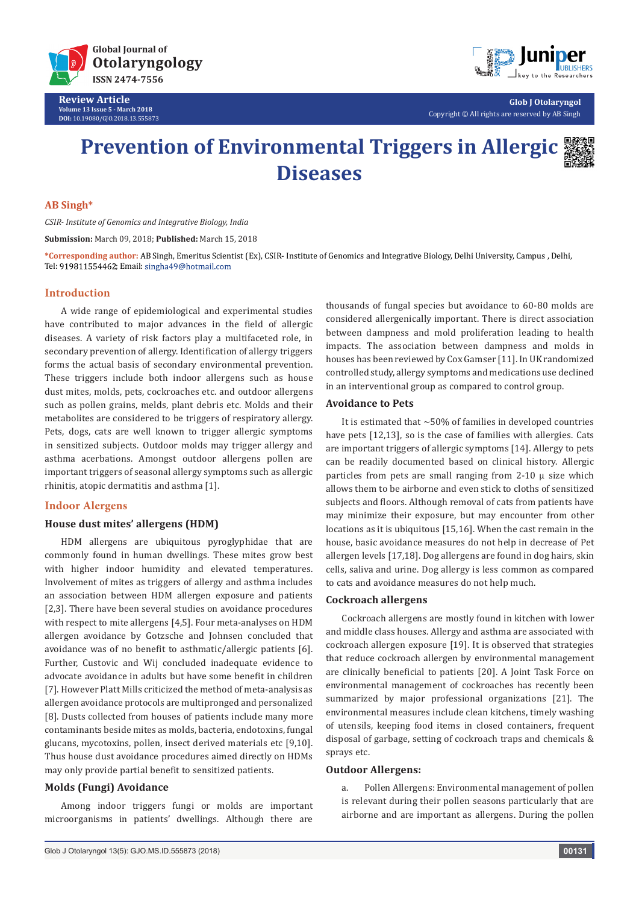# Prevention of Environmental Triggers in Allergic Diseases

**AB Singh***

*CSIR- Institute of Genomics and Integrative Biology, India*

**Submission:** March 09, 2018; **Published:** March 15, 2018

***Corresponding author:** AB Singh, Emeritus Scientist (Ex), CSIR- Institute of Genomics and Integrative Biology, Delhi University, Campus , Delhi, Tel: 919811554462; Email: singha49@hotmail.com

## Introduction

A wide range of epidemiological and experimental studies have contributed to major advances in the field of allergic diseases. A variety of risk factors play a multifaceted role, in secondary prevention of allergy. Identification of allergy triggers forms the actual basis of secondary environmental prevention. These triggers include both indoor allergens such as house dust mites, molds, pets, cockroaches etc. and outdoor allergens such as pollen grains, melds, plant debris etc. Molds and their metabolites are considered to be triggers of respiratory allergy. Pets, dogs, cats are well known to trigger allergic symptoms in sensitized subjects. Outdoor molds may trigger allergy and asthma acerbations. Amongst outdoor allergens pollen are important triggers of seasonal allergy symptoms such as allergic rhinitis, atopic dermatitis and asthma [1].

## Indoor Allergens

### House dust mites' allergens (HDM)

HDM allergens are ubiquitous pyroglyphidae that are commonly found in human dwellings. These mites grow best with higher indoor humidity and elevated temperatures. Involvement of mites as triggers of allergy and asthma includes an association between HDM allergen exposure and patients [2,3]. There have been several studies on avoidance procedures with respect to mite allergens [4,5]. Four meta-analyses on HDM allergen avoidance by Gotzsche and Johnsen concluded that avoidance was of no benefit to asthmatic/allergic patients [6]. Further, Custovic and Wij concluded inadequate evidence to advocate avoidance in adults but have some benefit in children [7]. However Platt Mills criticized the method of meta-analysis as allergen avoidance protocols are multipronged and personalized [8]. Dusts collected from houses of patients include many more contaminants beside mites as molds, bacteria, endotoxins, fungal glucans, mycotoxins, pollen, insect derived materials etc [9,10]. Thus house dust avoidance procedures aimed directly on HDMs may only provide partial benefit to sensitized patients.

### Molds (Fungi) Avoidance

Among indoor triggers fungi or molds are important microorganisms in patients' dwellings. Although there are thousands of fungal species but avoidance to 60-80 molds are considered allergenically important. There is direct association between dampness and mold proliferation leading to health impacts. The association between dampness and molds in houses has been reviewed by Cox Gamser [11]. In UK randomized controlled study, allergy symptoms and medications use declined in an interventional group as compared to control group.

### Avoidance to Pets

It is estimated that ~50% of families in developed countries have pets [12,13], so is the case of families with allergies. Cats are important triggers of allergic symptoms [14]. Allergy to pets can be readily documented based on clinical history. Allergic particles from pets are small ranging from 2-10 μ size which allows them to be airborne and even stick to cloths of sensitized subjects and floors. Although removal of cats from patients have may minimize their exposure, but may encounter from other locations as it is ubiquitous [15,16]. When the cast remain in the house, basic avoidance measures do not help in decrease of Pet allergen levels [17,18]. Dog allergens are found in dog hairs, skin cells, saliva and urine. Dog allergy is less common as compared to cats and avoidance measures do not help much.

### Cockroach allergens

Cockroach allergens are mostly found in kitchen with lower and middle class houses. Allergy and asthma are associated with cockroach allergen exposure [19]. It is observed that strategies that reduce cockroach allergen by environmental management are clinically beneficial to patients [20]. A Joint Task Force on environmental management of cockroaches has recently been summarized by major professional organizations [21]. The environmental measures include clean kitchens, timely washing of utensils, keeping food items in closed containers, frequent disposal of garbage, setting of cockroach traps and chemicals & sprays etc.

### Outdoor Allergens:

a. Pollen Allergens: Environmental management of pollen is relevant during their pollen seasons particularly that are airborne and are important as allergens. During the pollen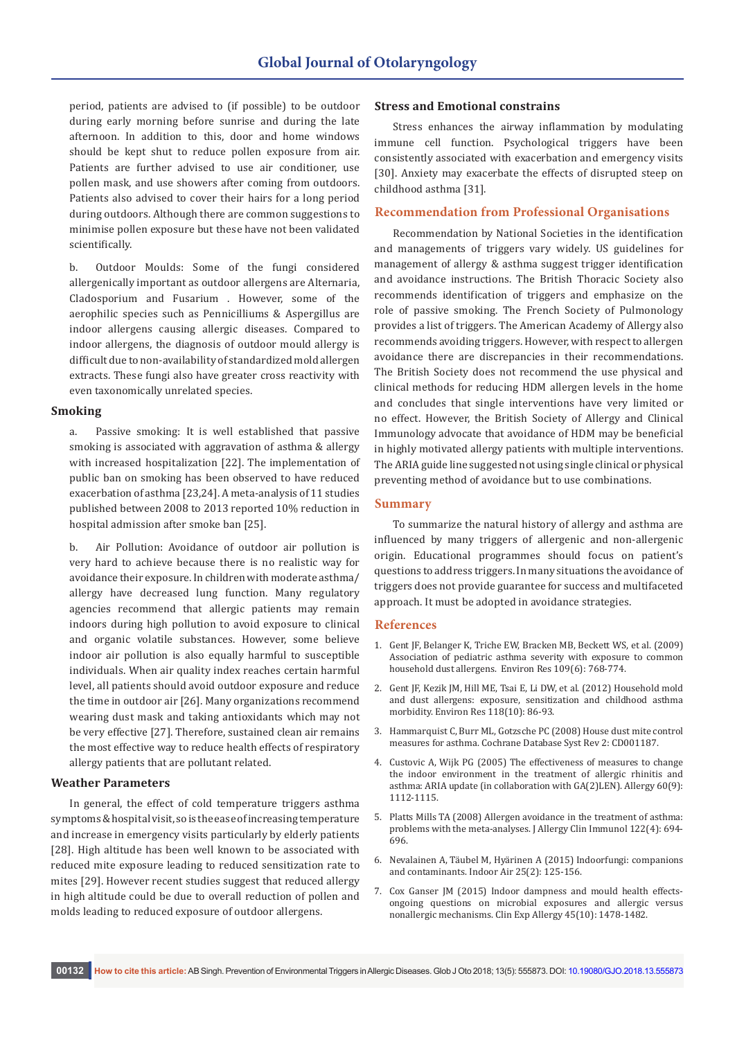period, patients are advised to (if possible) to be outdoor during early morning before sunrise and during the late afternoon. In addition to this, door and home windows should be kept shut to reduce pollen exposure from air. Patients are further advised to use air conditioner, use pollen mask, and use showers after coming from outdoors. Patients also advised to cover their hairs for a long period during outdoors. Although there are common suggestions to minimise pollen exposure but these have not been validated scientifically.

b. Outdoor Moulds: Some of the fungi considered allergenically important as outdoor allergens are Alternaria, Cladosporium and Fusarium . However, some of the aerophilic species such as Penicilliums & Aspergillus are indoor allergens causing allergic diseases. Compared to indoor allergens, the diagnosis of outdoor mould allergy is difficult due to non-availability of standardized mold allergen extracts. These fungi also have greater cross reactivity with even taxonomically unrelated species.

## Smoking

a. Passive smoking: It is well established that passive smoking is associated with aggravation of asthma & allergy with increased hospitalization [22]. The implementation of public ban on smoking has been observed to have reduced exacerbation of asthma [23,24]. A meta-analysis of 11 studies published between 2008 to 2013 reported 10% reduction in hospital admission after smoke ban [25].

b. Air Pollution: Avoidance of outdoor air pollution is very hard to achieve because there is no realistic way for avoidance their exposure. In children with moderate asthma/ allergy have decreased lung function. Many regulatory agencies recommend that allergic patients may remain indoors during high pollution to avoid exposure to clinical and organic volatile substances. However, some believe indoor air pollution is also equally harmful to susceptible individuals. When air quality index reaches certain harmful level, all patients should avoid outdoor exposure and reduce the time in outdoor air [26]. Many organizations recommend wearing dust mask and taking antioxidants which may not be very effective [27]. Therefore, sustained clean air remains the most effective way to reduce health effects of respiratory allergy patients that are pollutant related.

## Weather Parameters

In general, the effect of cold temperature triggers asthma symptoms & hospital visit, so is the ease of increasing temperature and increase in emergency visits particularly by elderly patients [28]. High altitude has been well known to be associated with reduced mite exposure leading to reduced sensitization rate to mites [29]. However recent studies suggest that reduced allergy in high altitude could be due to overall reduction of pollen and molds leading to reduced exposure of outdoor allergens.

## Stress and Emotional constrains

Stress enhances the airway inflammation by modulating immune cell function. Psychological triggers have been consistently associated with exacerbation and emergency visits [30]. Anxiety may exacerbate the effects of disrupted steep on childhood asthma [31].

## Recommendation from Professional Organisations

Recommendation by National Societies in the identification and managements of triggers vary widely. US guidelines for management of allergy & asthma suggest trigger identification and avoidance instructions. The British Thoracic Society also recommends identification of triggers and emphasize on the role of passive smoking. The French Society of Pulmonology provides a list of triggers. The American Academy of Allergy also recommends avoiding triggers. However, with respect to allergen avoidance there are discrepancies in their recommendations. The British Society does not recommend the use physical and clinical methods for reducing HDM allergen levels in the home and concludes that single interventions have very limited or no effect. However, the British Society of Allergy and Clinical Immunology advocate that avoidance of HDM may be beneficial in highly motivated allergy patients with multiple interventions. The ARIA guide line suggested not using single clinical or physical preventing method of avoidance but to use combinations.

## Summary

To summarize the natural history of allergy and asthma are influenced by many triggers of allergenic and non-allergenic origin. Educational programmes should focus on patient's questions to address triggers. In many situations the avoidance of triggers does not provide guarantee for success and multifaceted approach. It must be adopted in avoidance strategies.

## References

1. Gent JF, Belanger K, Triche EW, Bracken MB, Beckett WS, et al. (2009) Association of pediatric asthma severity with exposure to common household dust allergens. Environ Res 109(6): 768-774.
2. Gent JF, Kezik JM, Hill ME, Tsai E, Li DW, et al. (2012) Household mold and dust allergens: exposure, sensitization and childhood asthma morbidity. Environ Res 118(10): 86-93.
3. Hammarquist C, Burr ML, Gotzsche PC (2008) House dust mite control measures for asthma. Cochrane Database Syst Rev 2: CD001187.
4. Custovic A, Wijk PG (2005) The effectiveness of measures to change the indoor environment in the treatment of allergic rhinitis and asthma: ARIA update (in collaboration with GA(2)LEN). Allergy 60(9): 1112-1115.
5. Platts Mills TA (2008) Allergen avoidance in the treatment of asthma: problems with the meta-analyses. J Allergy Clin Immunol 122(4): 694-696.
6. Nevalainen A, Täubel M, Hyärinen A (2015) Indoorfungi: companions and contaminants. Indoor Air 25(2): 125-156.
7. Cox Ganser JM (2015) Indoor dampness and mould health effects-ongoing questions on microbial exposures and allergic versus nonallergic mechanisms. Clin Exp Allergy 45(10): 1478-1482.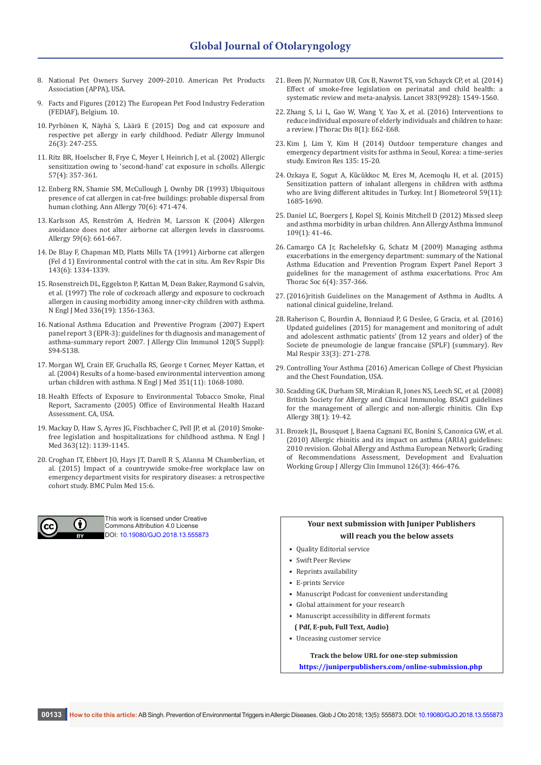8. National Pet Owners Survey 2009-2010. American Pet Products Association (APPA), USA.

9. Facts and Figures (2012) The European Pet Food Industry Federation (FEDIAF), Belgium. 10.

10. Pyrhönen K, Näyhä S, Läärä E (2015) Dog and cat exposure and respective pet allergy in early childhood. Pediatr Allergy Immunol 26(3): 247-255.

11. Ritz BR, Hoelscher B, Frye C, Meyer I, Heinrich J, et al. (2002) Allergic sensitization owing to 'second-hand' cat exposure in scholls. Allergic 57(4): 357-361.

12. Enberg RN, Shamie SM, McCullough J, Ownby DR (1993) Ubiquitous presence of cat allergen in cat-free buildings: probable dispersal from human clothing. Ann Allergy 70(6): 471-474.

13. Karlsson AS, Renström A, Hedrèn M, Larsson K (2004) Allergen avoidance does not alter airborne cat allergen levels in classrooms. Allergy 59(6): 661-667.

14. De Blay F, Chapman MD, Platts Mills TA (1991) Airborne cat allergen (Fel d 1) Environmental control with the cat in situ. Am Rev Rspir Dis 143(6): 1334-1339.

15. Rosenstreich DL, Eggelston P, Kattan M, Dean Baker, Raymond G salvin, et al. (1997) The role of cockroach allergy and exposure to cockroach allergen in causing morbidity among inner-city children with asthma. N Engl J Med 336(19): 1356-1363.

16. National Asthma Education and Preventive Program (2007) Expert panel report 3 (EPR-3): guidelines for th diagnosis and management of asthma-summary report 2007. J Allergy Clin Immunol 120(5 Suppl): S94-S138.

17. Morgan WJ, Crain EF, Gruchalla RS, George t Corner, Meyer Kattan, et al. (2004) Results of a home-based environmental intervention among urban children with asthma. N Engl J Med 351(11): 1068-1080.

18. Health Effects of Exposure to Environmental Tobacco Smoke, Final Report, Sacramento (2005) Office of Environmental Health Hazard Assessment. CA, USA.

19. Mackay D, Haw S, Ayres JG, Fischbacher C, Pell JP, et al. (2010) Smoke-free legislation and hospitalizations for childhood asthma. N Engl J Med 363(12): 1139-1145.

20. Croghan IT, Ebbert JO, Hays JT, Darell R S, Alanna M Chamberlian, et al. (2015) Impact of a countrywide smoke-free workplace law on emergency department visits for respiratory diseases: a retrospective cohort study. BMC Pulm Med 15:6.

21. Been JV, Nurmatov UB, Cox B, Nawrot TS, van Schayck CP, et al. (2014) Effect of smoke-free legislation on perinatal and child health: a systematic review and meta-analysis. Lancet 383(9928): 1549-1560.

22. Zhang S, Li L, Gao W, Wang Y, Yao X, et al. (2016) Interventions to reduce individual exposure of elderly individuals and children to haze: a review. J Thorac Dis 8(1): E62-E68.

23. Kim J, Lim Y, Kim H (2014) Outdoor temperature changes and emergency department visits for asthma in Seoul, Korea: a time-series study. Environ Res 135: 15-20.

24. Ozkaya E, Sogut A, Kǘcǘkkoc M, Eres M, Acemoqlu H, et al. (2015) Sensitization pattern of inhalant allergens in children with asthma who are living different altitudes in Turkey. Int J Biometeorol 59(11): 1685-1690.

25. Daniel LC, Boergers J, Kopel SJ, Koinis Mitchell D (2012) Missed sleep and asthma morbidity in urban children. Ann Allergy Asthma Immunol 109(1): 41-46.

26. Camargo CA Jr, Rachelefsky G, Schatz M (2009) Managing asthma exacerbations in the emergency department: summary of the National Asthma Education and Prevention Program Expert Panel Report 3 guidelines for the management of asthma exacerbations. Proc Am Thorac Soc 6(4): 357-366.

27. (2016)ritish Guidelines on the Management of Asthma in Audlts. A national clinical guideline, Ireland.

28. Raherison C, Bourdin A, Bonniaud P, G Deslee, G Gracia, et al. (2016) Updated guidelines (2015) for management and monitoring of adult and adolescent asthmatic patients' (from 12 years and older) of the Societe de pneumologie de langue francaise (SPLF) (summary). Rev Mal Respir 33(3): 271-278.

29. Controlling Your Asthma (2016) American College of Chest Physician and the Chest Foundation, USA.

30. Scadding GK, Durham SR, Mirakian R, Jones NS, Leech SC, et al. (2008) British Society for Allergy and Clinical Immunolog. BSACI guidelines for the management of allergic and non-allergic rhinitis. Clin Exp Allergy 38(1): 19-42.

31. Brozek JL, Bousquet J, Baena Cagnani EC, Bonini S, Canonica GW, et al. (2010) Allergic rhinitis and its impact on asthma (ARIA) guidelines: 2010 revision. Global Allergy and Asthma European Network; Grading of Recommendations Assessment, Development and Evaluation Working Group J Allergy Clin Immunol 126(3): 466-476.

This work is licensed under Creative Commons Attribution 4.0 License
DOI: 10.19080/GJO.2018.13.555873

**Your next submission with Juniper Publishers will reach you the below assets**

- Quality Editorial service
- Swift Peer Review
- Reprints availability
- E-prints Service
- Manuscript Podcast for convenient understanding
- Global attainment for your research
- Manuscript accessibility in different formats
  **( Pdf, E-pub, Full Text, Audio)**
- Unceasing customer service

**Track the below URL for one-step submission**
**https://juniperpublishers.com/online-submission.php**